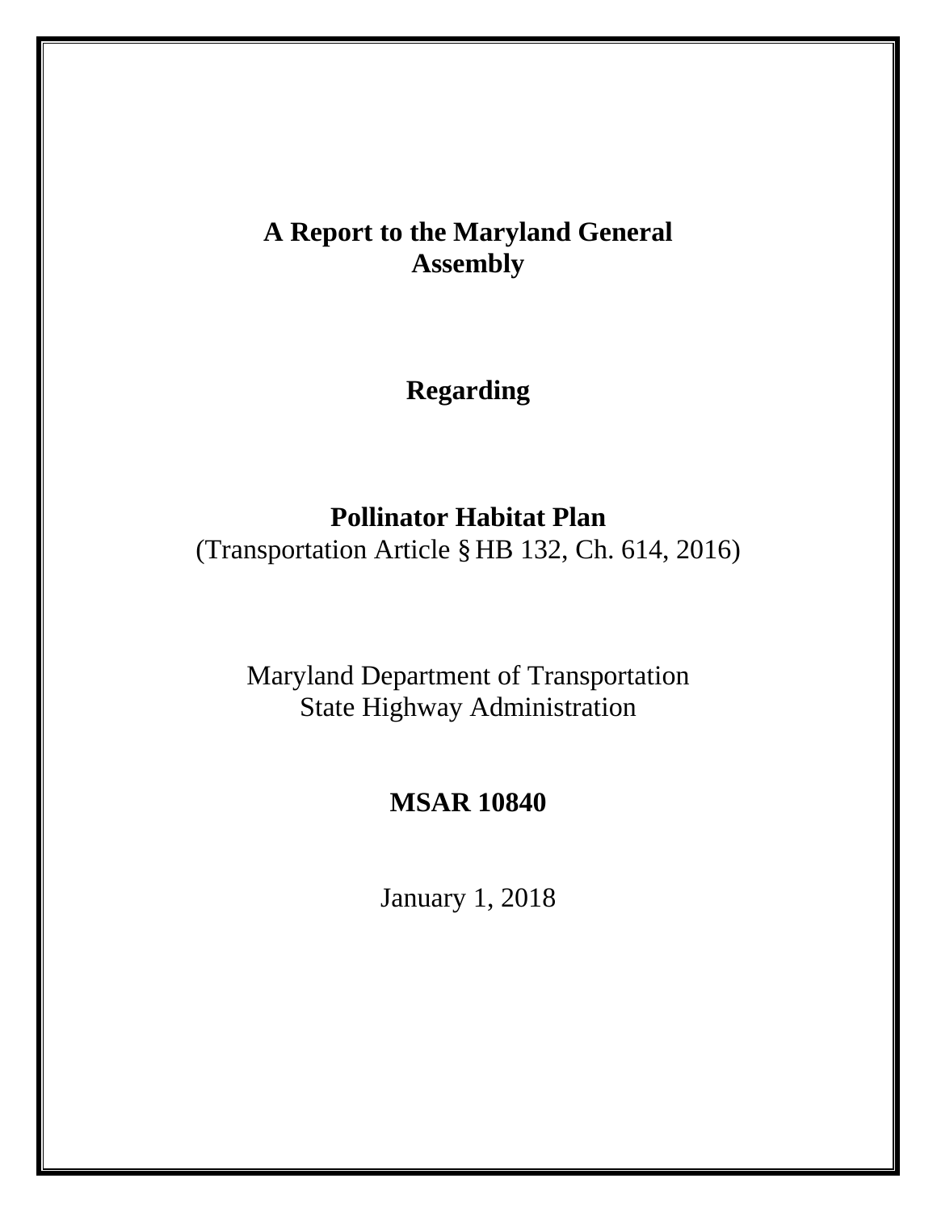# A Report to the Maryland General Assembly

## Regarding

## Pollinator Habitat Plan

(Transportation Article § HB 132, Ch. 614, 2016)

Maryland Department of Transportation
State Highway Administration

**MSAR 10840**

January 1, 2018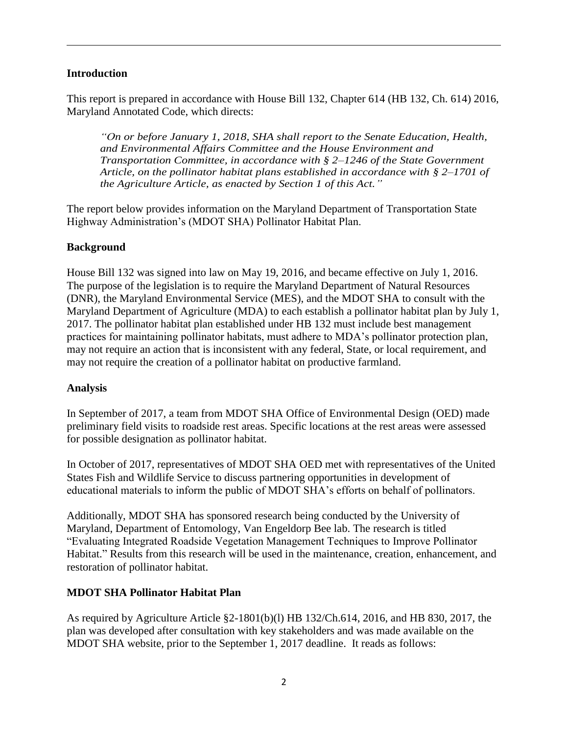## Introduction

This report is prepared in accordance with House Bill 132, Chapter 614 (HB 132, Ch. 614) 2016, Maryland Annotated Code, which directs:

> *"On or before January 1, 2018, SHA shall report to the Senate Education, Health, and Environmental Affairs Committee and the House Environment and Transportation Committee, in accordance with § 2–1246 of the State Government Article, on the pollinator habitat plans established in accordance with § 2–1701 of the Agriculture Article, as enacted by Section 1 of this Act."*

The report below provides information on the Maryland Department of Transportation State Highway Administration's (MDOT SHA) Pollinator Habitat Plan.

## Background

House Bill 132 was signed into law on May 19, 2016, and became effective on July 1, 2016. The purpose of the legislation is to require the Maryland Department of Natural Resources (DNR), the Maryland Environmental Service (MES), and the MDOT SHA to consult with the Maryland Department of Agriculture (MDA) to each establish a pollinator habitat plan by July 1, 2017. The pollinator habitat plan established under HB 132 must include best management practices for maintaining pollinator habitats, must adhere to MDA's pollinator protection plan, may not require an action that is inconsistent with any federal, State, or local requirement, and may not require the creation of a pollinator habitat on productive farmland.

## Analysis

In September of 2017, a team from MDOT SHA Office of Environmental Design (OED) made preliminary field visits to roadside rest areas. Specific locations at the rest areas were assessed for possible designation as pollinator habitat.

In October of 2017, representatives of MDOT SHA OED met with representatives of the United States Fish and Wildlife Service to discuss partnering opportunities in development of educational materials to inform the public of MDOT SHA's efforts on behalf of pollinators.

Additionally, MDOT SHA has sponsored research being conducted by the University of Maryland, Department of Entomology, Van Engeldorp Bee lab. The research is titled "Evaluating Integrated Roadside Vegetation Management Techniques to Improve Pollinator Habitat." Results from this research will be used in the maintenance, creation, enhancement, and restoration of pollinator habitat.

## MDOT SHA Pollinator Habitat Plan

As required by Agriculture Article §2-1801(b)(l) HB 132/Ch.614, 2016, and HB 830, 2017, the plan was developed after consultation with key stakeholders and was made available on the MDOT SHA website, prior to the September 1, 2017 deadline. It reads as follows: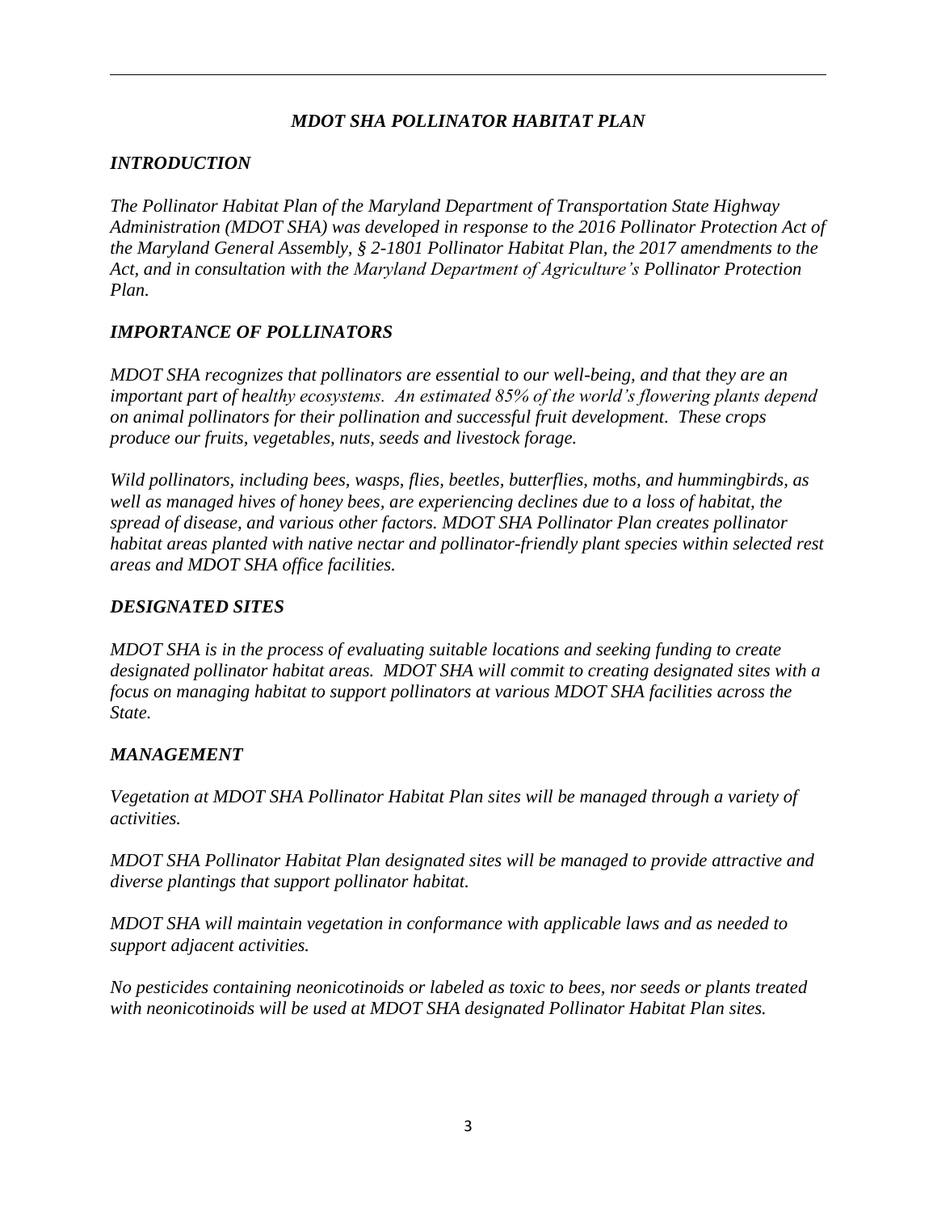## *MDOT SHA POLLINATOR HABITAT PLAN*

### *INTRODUCTION*

*The Pollinator Habitat Plan of the Maryland Department of Transportation State Highway Administration (MDOT SHA) was developed in response to the 2016 Pollinator Protection Act of the Maryland General Assembly, § 2-1801 Pollinator Habitat Plan, the 2017 amendments to the Act, and in consultation with the Maryland Department of Agriculture's Pollinator Protection Plan.*

### *IMPORTANCE OF POLLINATORS*

*MDOT SHA recognizes that pollinators are essential to our well-being, and that they are an important part of healthy ecosystems. An estimated 85% of the world's flowering plants depend on animal pollinators for their pollination and successful fruit development. These crops produce our fruits, vegetables, nuts, seeds and livestock forage.*

*Wild pollinators, including bees, wasps, flies, beetles, butterflies, moths, and hummingbirds, as well as managed hives of honey bees, are experiencing declines due to a loss of habitat, the spread of disease, and various other factors. MDOT SHA Pollinator Plan creates pollinator habitat areas planted with native nectar and pollinator-friendly plant species within selected rest areas and MDOT SHA office facilities.*

### *DESIGNATED SITES*

*MDOT SHA is in the process of evaluating suitable locations and seeking funding to create designated pollinator habitat areas. MDOT SHA will commit to creating designated sites with a focus on managing habitat to support pollinators at various MDOT SHA facilities across the State.*

### *MANAGEMENT*

*Vegetation at MDOT SHA Pollinator Habitat Plan sites will be managed through a variety of activities.*

*MDOT SHA Pollinator Habitat Plan designated sites will be managed to provide attractive and diverse plantings that support pollinator habitat.*

*MDOT SHA will maintain vegetation in conformance with applicable laws and as needed to support adjacent activities.*

*No pesticides containing neonicotinoids or labeled as toxic to bees, nor seeds or plants treated with neonicotinoids will be used at MDOT SHA designated Pollinator Habitat Plan sites.*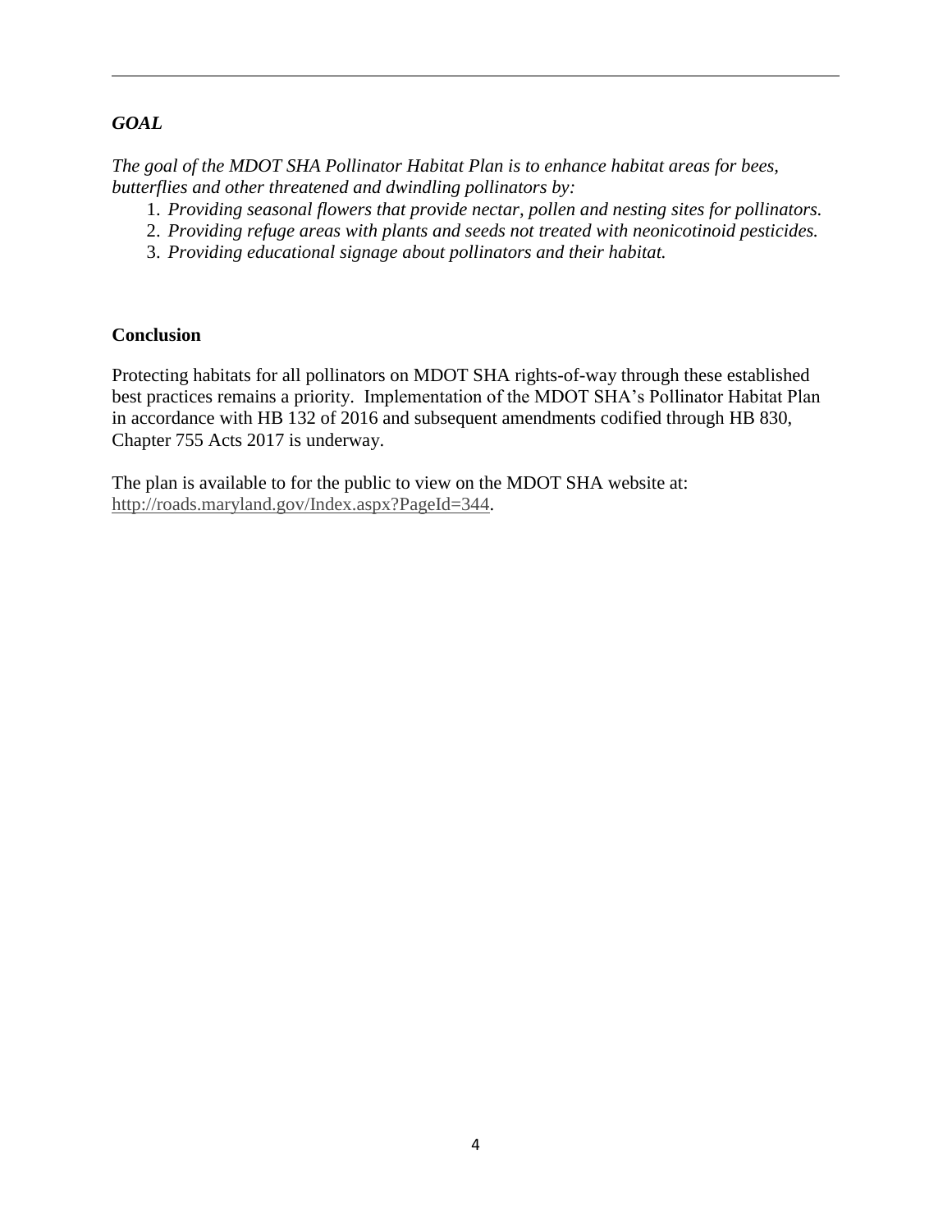***GOAL***

*The goal of the MDOT SHA Pollinator Habitat Plan is to enhance habitat areas for bees, butterflies and other threatened and dwindling pollinators by:*

1. *Providing seasonal flowers that provide nectar, pollen and nesting sites for pollinators.*
2. *Providing refuge areas with plants and seeds not treated with neonicotinoid pesticides.*
3. *Providing educational signage about pollinators and their habitat.*

**Conclusion**

Protecting habitats for all pollinators on MDOT SHA rights-of-way through these established best practices remains a priority. Implementation of the MDOT SHA's Pollinator Habitat Plan in accordance with HB 132 of 2016 and subsequent amendments codified through HB 830, Chapter 755 Acts 2017 is underway.

The plan is available to for the public to view on the MDOT SHA website at: http://roads.maryland.gov/Index.aspx?PageId=344.